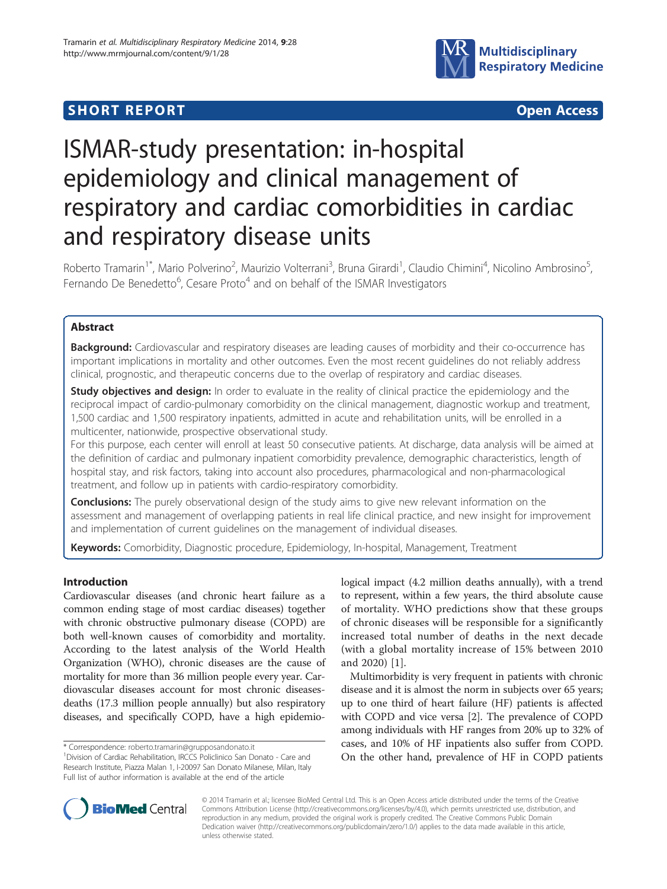SHORT REPORT — Open Access

# ISMAR-study presentation: in-hospital epidemiology and clinical management of respiratory and cardiac comorbidities in cardiac and respiratory disease units

Roberto Tramarin[1*], Mario Polverino[2], Maurizio Volterrani[3], Bruna Girardi[1], Claudio Chimini[4], Nicolino Ambrosino[5], Fernando De Benedetto[6], Cesare Proto[4] and on behalf of the ISMAR Investigators

## Abstract

**Background:** Cardiovascular and respiratory diseases are leading causes of morbidity and their co-occurrence has important implications in mortality and other outcomes. Even the most recent guidelines do not reliably address clinical, prognostic, and therapeutic concerns due to the overlap of respiratory and cardiac diseases.

**Study objectives and design:** In order to evaluate in the reality of clinical practice the epidemiology and the reciprocal impact of cardio-pulmonary comorbidity on the clinical management, diagnostic workup and treatment, 1,500 cardiac and 1,500 respiratory inpatients, admitted in acute and rehabilitation units, will be enrolled in a multicenter, nationwide, prospective observational study.

For this purpose, each center will enroll at least 50 consecutive patients. At discharge, data analysis will be aimed at the definition of cardiac and pulmonary inpatient comorbidity prevalence, demographic characteristics, length of hospital stay, and risk factors, taking into account also procedures, pharmacological and non-pharmacological treatment, and follow up in patients with cardio-respiratory comorbidity.

**Conclusions:** The purely observational design of the study aims to give new relevant information on the assessment and management of overlapping patients in real life clinical practice, and new insight for improvement and implementation of current guidelines on the management of individual diseases.

**Keywords:** Comorbidity, Diagnostic procedure, Epidemiology, In-hospital, Management, Treatment

## Introduction

Cardiovascular diseases (and chronic heart failure as a common ending stage of most cardiac diseases) together with chronic obstructive pulmonary disease (COPD) are both well-known causes of comorbidity and mortality. According to the latest analysis of the World Health Organization (WHO), chronic diseases are the cause of mortality for more than 36 million people every year. Cardiovascular diseases account for most chronic diseases-deaths (17.3 million people annually) but also respiratory diseases, and specifically COPD, have a high epidemiological impact (4.2 million deaths annually), with a trend to represent, within a few years, the third absolute cause of mortality. WHO predictions show that these groups of chronic diseases will be responsible for a significantly increased total number of deaths in the next decade (with a global mortality increase of 15% between 2010 and 2020) [1].

Multimorbidity is very frequent in patients with chronic disease and it is almost the norm in subjects over 65 years; up to one third of heart failure (HF) patients is affected with COPD and vice versa [2]. The prevalence of COPD among individuals with HF ranges from 20% up to 32% of cases, and 10% of HF inpatients also suffer from COPD. On the other hand, prevalence of HF in COPD patients

\* Correspondence: roberto.tramarin@grupposandonato.it
[1]Division of Cardiac Rehabilitation, IRCCS Policlinico San Donato - Care and Research Institute, Piazza Malan 1, I-20097 San Donato Milanese, Milan, Italy
Full list of author information is available at the end of the article

© 2014 Tramarin et al.; licensee BioMed Central Ltd. This is an Open Access article distributed under the terms of the Creative Commons Attribution License (http://creativecommons.org/licenses/by/4.0), which permits unrestricted use, distribution, and reproduction in any medium, provided the original work is properly credited. The Creative Commons Public Domain Dedication waiver (http://creativecommons.org/publicdomain/zero/1.0/) applies to the data made available in this article, unless otherwise stated.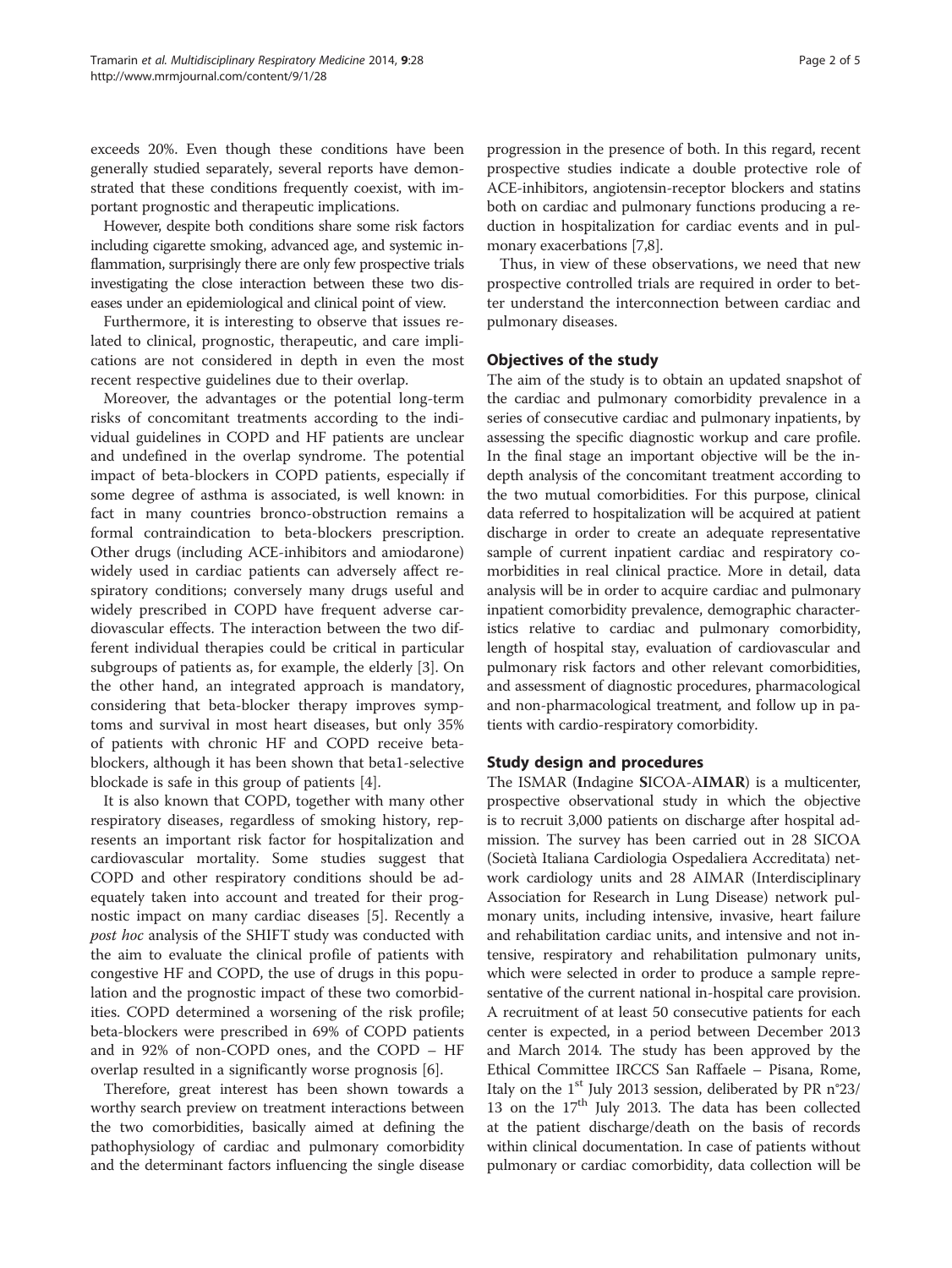exceeds 20%. Even though these conditions have been generally studied separately, several reports have demonstrated that these conditions frequently coexist, with important prognostic and therapeutic implications.

However, despite both conditions share some risk factors including cigarette smoking, advanced age, and systemic inflammation, surprisingly there are only few prospective trials investigating the close interaction between these two diseases under an epidemiological and clinical point of view.

Furthermore, it is interesting to observe that issues related to clinical, prognostic, therapeutic, and care implications are not considered in depth in even the most recent respective guidelines due to their overlap.

Moreover, the advantages or the potential long-term risks of concomitant treatments according to the individual guidelines in COPD and HF patients are unclear and undefined in the overlap syndrome. The potential impact of beta-blockers in COPD patients, especially if some degree of asthma is associated, is well known: in fact in many countries bronco-obstruction remains a formal contraindication to beta-blockers prescription. Other drugs (including ACE-inhibitors and amiodarone) widely used in cardiac patients can adversely affect respiratory conditions; conversely many drugs useful and widely prescribed in COPD have frequent adverse cardiovascular effects. The interaction between the two different individual therapies could be critical in particular subgroups of patients as, for example, the elderly [3]. On the other hand, an integrated approach is mandatory, considering that beta-blocker therapy improves symptoms and survival in most heart diseases, but only 35% of patients with chronic HF and COPD receive beta-blockers, although it has been shown that beta1-selective blockade is safe in this group of patients [4].

It is also known that COPD, together with many other respiratory diseases, regardless of smoking history, represents an important risk factor for hospitalization and cardiovascular mortality. Some studies suggest that COPD and other respiratory conditions should be adequately taken into account and treated for their prognostic impact on many cardiac diseases [5]. Recently a *post hoc* analysis of the SHIFT study was conducted with the aim to evaluate the clinical profile of patients with congestive HF and COPD, the use of drugs in this population and the prognostic impact of these two comorbidities. COPD determined a worsening of the risk profile; beta-blockers were prescribed in 69% of COPD patients and in 92% of non-COPD ones, and the COPD – HF overlap resulted in a significantly worse prognosis [6].

Therefore, great interest has been shown towards a worthy search preview on treatment interactions between the two comorbidities, basically aimed at defining the pathophysiology of cardiac and pulmonary comorbidity and the determinant factors influencing the single disease progression in the presence of both. In this regard, recent prospective studies indicate a double protective role of ACE-inhibitors, angiotensin-receptor blockers and statins both on cardiac and pulmonary functions producing a reduction in hospitalization for cardiac events and in pulmonary exacerbations [7,8].

Thus, in view of these observations, we need that new prospective controlled trials are required in order to better understand the interconnection between cardiac and pulmonary diseases.

## Objectives of the study

The aim of the study is to obtain an updated snapshot of the cardiac and pulmonary comorbidity prevalence in a series of consecutive cardiac and pulmonary inpatients, by assessing the specific diagnostic workup and care profile. In the final stage an important objective will be the in-depth analysis of the concomitant treatment according to the two mutual comorbidities. For this purpose, clinical data referred to hospitalization will be acquired at patient discharge in order to create an adequate representative sample of current inpatient cardiac and respiratory comorbidities in real clinical practice. More in detail, data analysis will be in order to acquire cardiac and pulmonary inpatient comorbidity prevalence, demographic characteristics relative to cardiac and pulmonary comorbidity, length of hospital stay, evaluation of cardiovascular and pulmonary risk factors and other relevant comorbidities, and assessment of diagnostic procedures, pharmacological and non-pharmacological treatment, and follow up in patients with cardio-respiratory comorbidity.

## Study design and procedures

The ISMAR (**I**ndagine **S**ICOA-AI**MAR**) is a multicenter, prospective observational study in which the objective is to recruit 3,000 patients on discharge after hospital admission. The survey has been carried out in 28 SICOA (Società Italiana Cardiologia Ospedaliera Accreditata) network cardiology units and 28 AIMAR (Interdisciplinary Association for Research in Lung Disease) network pulmonary units, including intensive, invasive, heart failure and rehabilitation cardiac units, and intensive and not intensive, respiratory and rehabilitation pulmonary units, which were selected in order to produce a sample representative of the current national in-hospital care provision. A recruitment of at least 50 consecutive patients for each center is expected, in a period between December 2013 and March 2014. The study has been approved by the Ethical Committee IRCCS San Raffaele – Pisana, Rome, Italy on the 1st July 2013 session, deliberated by PR n°23/13 on the 17th July 2013. The data has been collected at the patient discharge/death on the basis of records within clinical documentation. In case of patients without pulmonary or cardiac comorbidity, data collection will be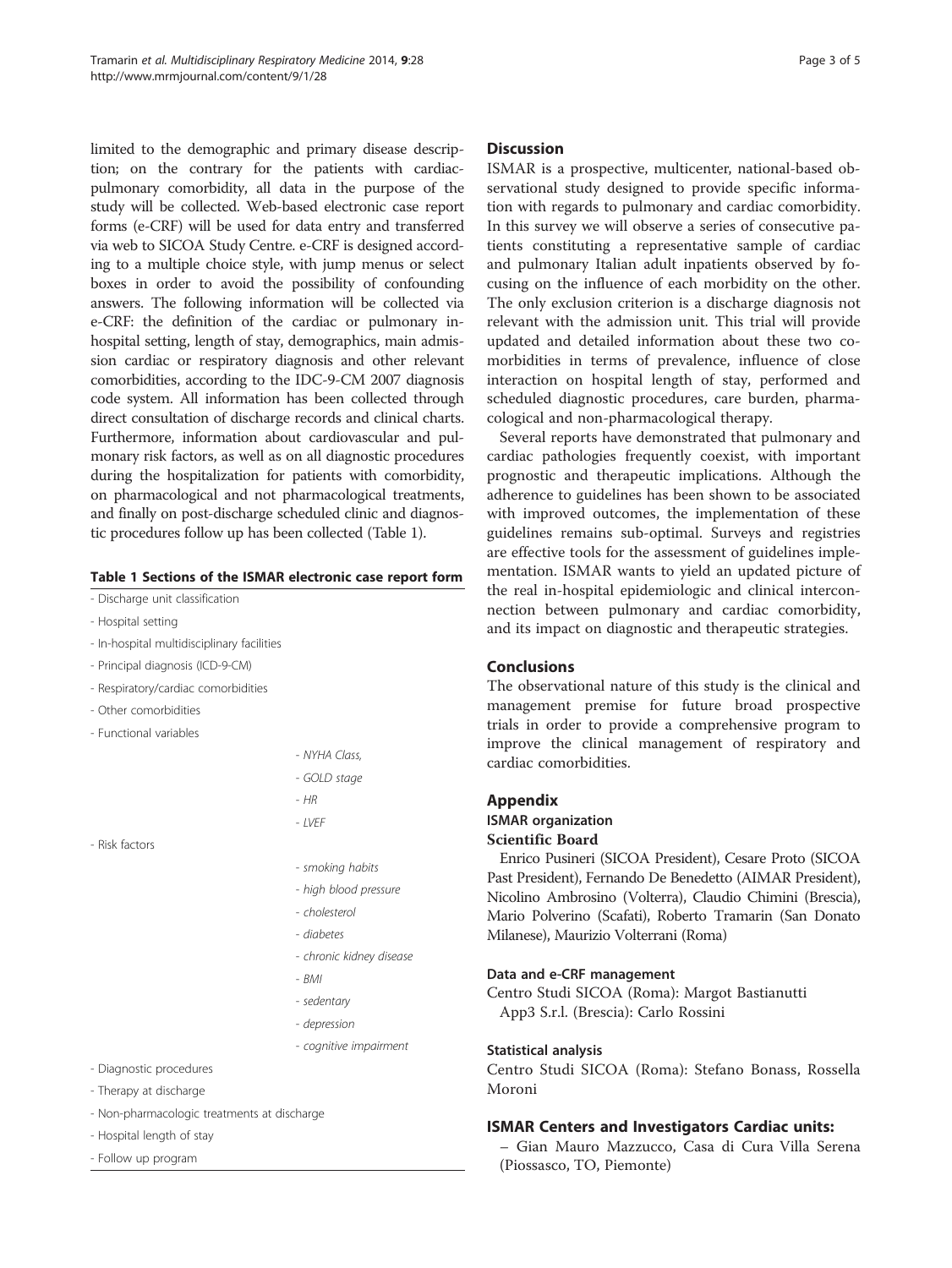limited to the demographic and primary disease description; on the contrary for the patients with cardiac-pulmonary comorbidity, all data in the purpose of the study will be collected. Web-based electronic case report forms (e-CRF) will be used for data entry and transferred via web to SICOA Study Centre. e-CRF is designed according to a multiple choice style, with jump menus or select boxes in order to avoid the possibility of confounding answers. The following information will be collected via e-CRF: the definition of the cardiac or pulmonary in-hospital setting, length of stay, demographics, main admission cardiac or respiratory diagnosis and other relevant comorbidities, according to the IDC-9-CM 2007 diagnosis code system. All information has been collected through direct consultation of discharge records and clinical charts. Furthermore, information about cardiovascular and pulmonary risk factors, as well as on all diagnostic procedures during the hospitalization for patients with comorbidity, on pharmacological and not pharmacological treatments, and finally on post-discharge scheduled clinic and diagnostic procedures follow up has been collected (Table 1).

**Table 1 Sections of the ISMAR electronic case report form**

| | |
|---|---|
| - Discharge unit classification | |
| - Hospital setting | |
| - In-hospital multidisciplinary facilities | |
| - Principal diagnosis (ICD-9-CM) | |
| - Respiratory/cardiac comorbidities | |
| - Other comorbidities | |
| - Functional variables | |
| | *- NYHA Class,* |
| | *- GOLD stage* |
| | *- HR* |
| | *- LVEF* |
| - Risk factors | |
| | *- smoking habits* |
| | *- high blood pressure* |
| | *- cholesterol* |
| | *- diabetes* |
| | *- chronic kidney disease* |
| | *- BMI* |
| | *- sedentary* |
| | *- depression* |
| | *- cognitive impairment* |
| - Diagnostic procedures | |
| - Therapy at discharge | |
| - Non-pharmacologic treatments at discharge | |
| - Hospital length of stay | |
| - Follow up program | |

## Discussion

ISMAR is a prospective, multicenter, national-based observational study designed to provide specific information with regards to pulmonary and cardiac comorbidity. In this survey we will observe a series of consecutive patients constituting a representative sample of cardiac and pulmonary Italian adult inpatients observed by focusing on the influence of each morbidity on the other. The only exclusion criterion is a discharge diagnosis not relevant with the admission unit. This trial will provide updated and detailed information about these two comorbidities in terms of prevalence, influence of close interaction on hospital length of stay, performed and scheduled diagnostic procedures, care burden, pharmacological and non-pharmacological therapy.

Several reports have demonstrated that pulmonary and cardiac pathologies frequently coexist, with important prognostic and therapeutic implications. Although the adherence to guidelines has been shown to be associated with improved outcomes, the implementation of these guidelines remains sub-optimal. Surveys and registries are effective tools for the assessment of guidelines implementation. ISMAR wants to yield an updated picture of the real in-hospital epidemiologic and clinical interconnection between pulmonary and cardiac comorbidity, and its impact on diagnostic and therapeutic strategies.

## Conclusions

The observational nature of this study is the clinical and management premise for future broad prospective trials in order to provide a comprehensive program to improve the clinical management of respiratory and cardiac comorbidities.

## Appendix

### ISMAR organization

**Scientific Board**

Enrico Pusineri (SICOA President), Cesare Proto (SICOA Past President), Fernando De Benedetto (AIMAR President), Nicolino Ambrosino (Volterra), Claudio Chimini (Brescia), Mario Polverino (Scafati), Roberto Tramarin (San Donato Milanese), Maurizio Volterrani (Roma)

#### Data and e-CRF management

Centro Studi SICOA (Roma): Margot Bastianutti
App3 S.r.l. (Brescia): Carlo Rossini

#### Statistical analysis

Centro Studi SICOA (Roma): Stefano Bonass, Rossella Moroni

### ISMAR Centers and Investigators Cardiac units:

– Gian Mauro Mazzucco, Casa di Cura Villa Serena (Piossasco, TO, Piemonte)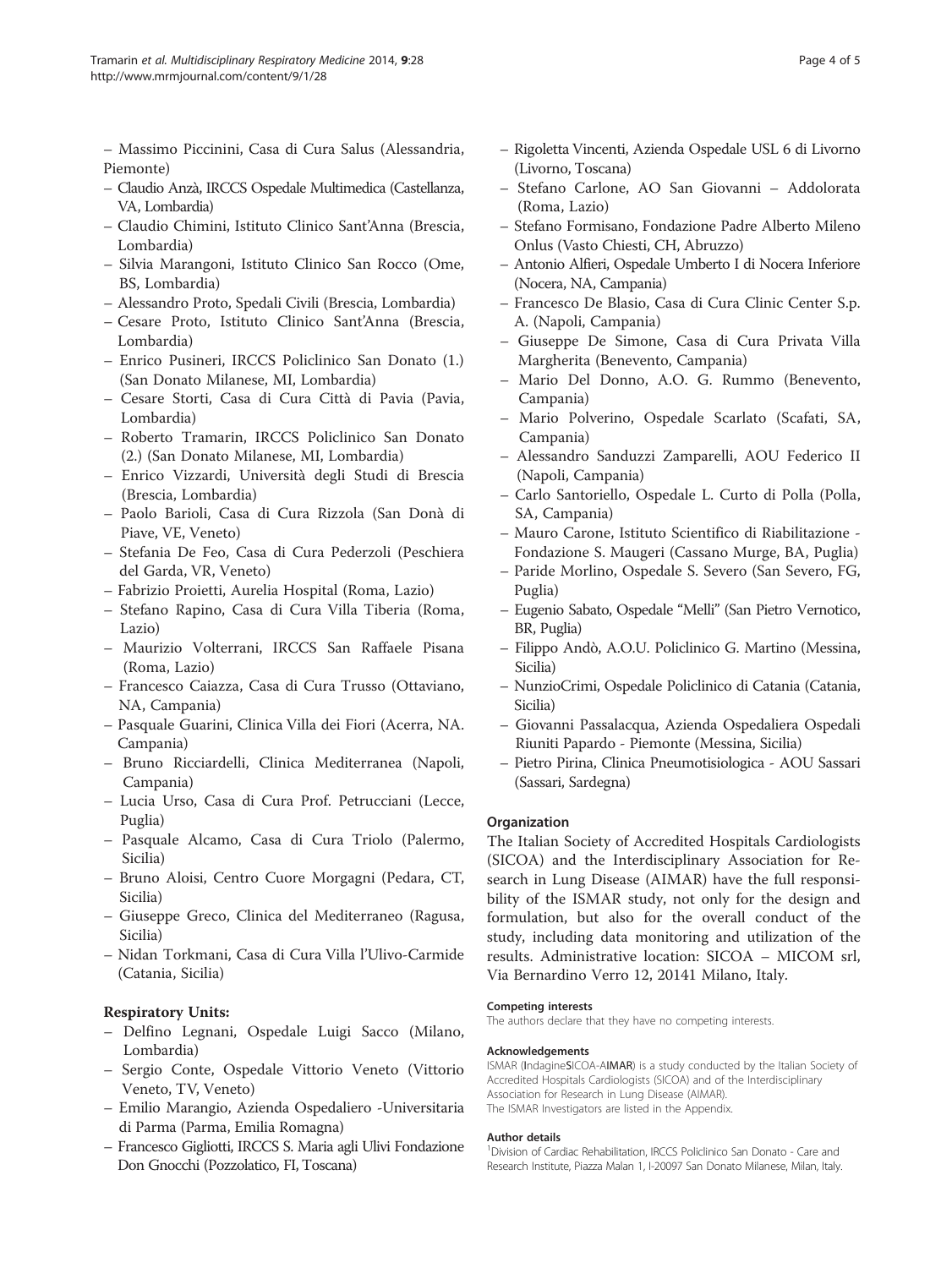- Massimo Piccinini, Casa di Cura Salus (Alessandria, Piemonte)
- Claudio Anzà, IRCCS Ospedale Multimedica (Castellanza, VA, Lombardia)
- Claudio Chimini, Istituto Clinico Sant'Anna (Brescia, Lombardia)
- Silvia Marangoni, Istituto Clinico San Rocco (Ome, BS, Lombardia)
- Alessandro Proto, Spedali Civili (Brescia, Lombardia)
- Cesare Proto, Istituto Clinico Sant'Anna (Brescia, Lombardia)
- Enrico Pusineri, IRCCS Policlinico San Donato (1.) (San Donato Milanese, MI, Lombardia)
- Cesare Storti, Casa di Cura Città di Pavia (Pavia, Lombardia)
- Roberto Tramarin, IRCCS Policlinico San Donato (2.) (San Donato Milanese, MI, Lombardia)
- Enrico Vizzardi, Università degli Studi di Brescia (Brescia, Lombardia)
- Paolo Barioli, Casa di Cura Rizzola (San Donà di Piave, VE, Veneto)
- Stefania De Feo, Casa di Cura Pederzoli (Peschiera del Garda, VR, Veneto)
- Fabrizio Proietti, Aurelia Hospital (Roma, Lazio)
- Stefano Rapino, Casa di Cura Villa Tiberia (Roma, Lazio)
- Maurizio Volterrani, IRCCS San Raffaele Pisana (Roma, Lazio)
- Francesco Caiazza, Casa di Cura Trusso (Ottaviano, NA, Campania)
- Pasquale Guarini, Clinica Villa dei Fiori (Acerra, NA. Campania)
- Bruno Ricciardelli, Clinica Mediterranea (Napoli, Campania)
- Lucia Urso, Casa di Cura Prof. Petrucciani (Lecce, Puglia)
- Pasquale Alcamo, Casa di Cura Triolo (Palermo, Sicilia)
- Bruno Aloisi, Centro Cuore Morgagni (Pedara, CT, Sicilia)
- Giuseppe Greco, Clinica del Mediterraneo (Ragusa, Sicilia)
- Nidan Torkmani, Casa di Cura Villa l'Ulivo-Carmide (Catania, Sicilia)

**Respiratory Units:**

- Delfino Legnani, Ospedale Luigi Sacco (Milano, Lombardia)
- Sergio Conte, Ospedale Vittorio Veneto (Vittorio Veneto, TV, Veneto)
- Emilio Marangio, Azienda Ospedaliero -Universitaria di Parma (Parma, Emilia Romagna)
- Francesco Gigliotti, IRCCS S. Maria agli Ulivi Fondazione Don Gnocchi (Pozzolatico, FI, Toscana)
- Rigoletta Vincenti, Azienda Ospedale USL 6 di Livorno (Livorno, Toscana)
- Stefano Carlone, AO San Giovanni – Addolorata (Roma, Lazio)
- Stefano Formisano, Fondazione Padre Alberto Mileno Onlus (Vasto Chiesti, CH, Abruzzo)
- Antonio Alfieri, Ospedale Umberto I di Nocera Inferiore (Nocera, NA, Campania)
- Francesco De Blasio, Casa di Cura Clinic Center S.p. A. (Napoli, Campania)
- Giuseppe De Simone, Casa di Cura Privata Villa Margherita (Benevento, Campania)
- Mario Del Donno, A.O. G. Rummo (Benevento, Campania)
- Mario Polverino, Ospedale Scarlato (Scafati, SA, Campania)
- Alessandro Sanduzzi Zamparelli, AOU Federico II (Napoli, Campania)
- Carlo Santoriello, Ospedale L. Curto di Polla (Polla, SA, Campania)
- Mauro Carone, Istituto Scientifico di Riabilitazione - Fondazione S. Maugeri (Cassano Murge, BA, Puglia)
- Paride Morlino, Ospedale S. Severo (San Severo, FG, Puglia)
- Eugenio Sabato, Ospedale "Melli" (San Pietro Vernotico, BR, Puglia)
- Filippo Andò, A.O.U. Policlinico G. Martino (Messina, Sicilia)
- NunzioCrimi, Ospedale Policlinico di Catania (Catania, Sicilia)
- Giovanni Passalacqua, Azienda Ospedaliera Ospedali Riuniti Papardo - Piemonte (Messina, Sicilia)
- Pietro Pirina, Clinica Pneumotisiologica - AOU Sassari (Sassari, Sardegna)

### Organization

The Italian Society of Accredited Hospitals Cardiologists (SICOA) and the Interdisciplinary Association for Research in Lung Disease (AIMAR) have the full responsibility of the ISMAR study, not only for the design and formulation, but also for the overall conduct of the study, including data monitoring and utilization of the results. Administrative location: SICOA – MICOM srl, Via Bernardino Verro 12, 20141 Milano, Italy.

#### Competing interests

The authors declare that they have no competing interests.

#### Acknowledgements

ISMAR (**I**ndagine**S**ICOA-AI**MAR**) is a study conducted by the Italian Society of Accredited Hospitals Cardiologists (SICOA) and of the Interdisciplinary Association for Research in Lung Disease (AIMAR).
The ISMAR Investigators are listed in the Appendix.

#### Author details

[1]Division of Cardiac Rehabilitation, IRCCS Policlinico San Donato - Care and Research Institute, Piazza Malan 1, I-20097 San Donato Milanese, Milan, Italy.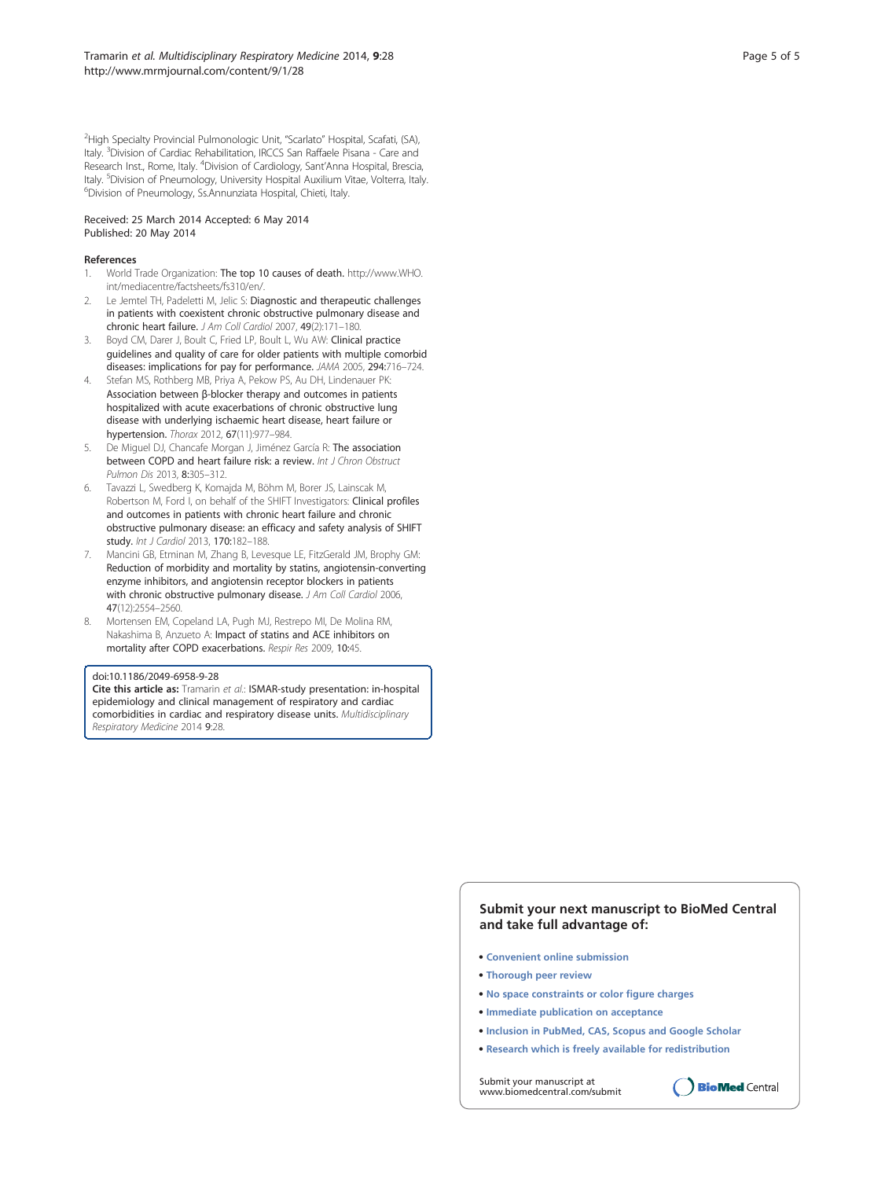[2]High Specialty Provincial Pulmonologic Unit, "Scarlato" Hospital, Scafati, (SA), Italy. [3]Division of Cardiac Rehabilitation, IRCCS San Raffaele Pisana - Care and Research Inst., Rome, Italy. [4]Division of Cardiology, Sant'Anna Hospital, Brescia, Italy. [5]Division of Pneumology, University Hospital Auxilium Vitae, Volterra, Italy. [6]Division of Pneumology, Ss.Annunziata Hospital, Chieti, Italy.

Received: 25 March 2014 Accepted: 6 May 2014
Published: 20 May 2014

## References

1. World Trade Organization: **The top 10 causes of death.** http://www.WHO.int/mediacentre/factsheets/fs310/en/.
2. Le Jemtel TH, Padeletti M, Jelic S: **Diagnostic and therapeutic challenges in patients with coexistent chronic obstructive pulmonary disease and chronic heart failure.** *J Am Coll Cardiol* 2007, **49**(2):171–180.
3. Boyd CM, Darer J, Boult C, Fried LP, Boult L, Wu AW: **Clinical practice guidelines and quality of care for older patients with multiple comorbid diseases: implications for pay for performance.** *JAMA* 2005, **294:**716–724.
4. Stefan MS, Rothberg MB, Priya A, Pekow PS, Au DH, Lindenauer PK: **Association between β-blocker therapy and outcomes in patients hospitalized with acute exacerbations of chronic obstructive lung disease with underlying ischaemic heart disease, heart failure or hypertension.** *Thorax* 2012, **67**(11):977–984.
5. De Miguel DJ, Chancafe Morgan J, Jiménez García R: **The association between COPD and heart failure risk: a review.** *Int J Chron Obstruct Pulmon Dis* 2013, **8:**305–312.
6. Tavazzi L, Swedberg K, Komajda M, Böhm M, Borer JS, Lainscak M, Robertson M, Ford I, on behalf of the SHIFT Investigators: **Clinical profiles and outcomes in patients with chronic heart failure and chronic obstructive pulmonary disease: an efficacy and safety analysis of SHIFT study.** *Int J Cardiol* 2013, **170:**182–188.
7. Mancini GB, Etminan M, Zhang B, Levesque LE, FitzGerald JM, Brophy GM: **Reduction of morbidity and mortality by statins, angiotensin-converting enzyme inhibitors, and angiotensin receptor blockers in patients with chronic obstructive pulmonary disease.** *J Am Coll Cardiol* 2006, **47**(12):2554–2560.
8. Mortensen EM, Copeland LA, Pugh MJ, Restrepo MI, De Molina RM, Nakashima B, Anzueto A: **Impact of statins and ACE inhibitors on mortality after COPD exacerbations.** *Respir Res* 2009, **10:**45.

doi:10.1186/2049-6958-9-28
**Cite this article as:** Tramarin *et al.*: ISMAR-study presentation: in-hospital epidemiology and clinical management of respiratory and cardiac comorbidities in cardiac and respiratory disease units. *Multidisciplinary Respiratory Medicine* 2014 **9**:28.

**Submit your next manuscript to BioMed Central and take full advantage of:**

- **Convenient online submission**
- **Thorough peer review**
- **No space constraints or color figure charges**
- **Immediate publication on acceptance**
- **Inclusion in PubMed, CAS, Scopus and Google Scholar**
- **Research which is freely available for redistribution**

Submit your manuscript at
www.biomedcentral.com/submit

BioMed Central